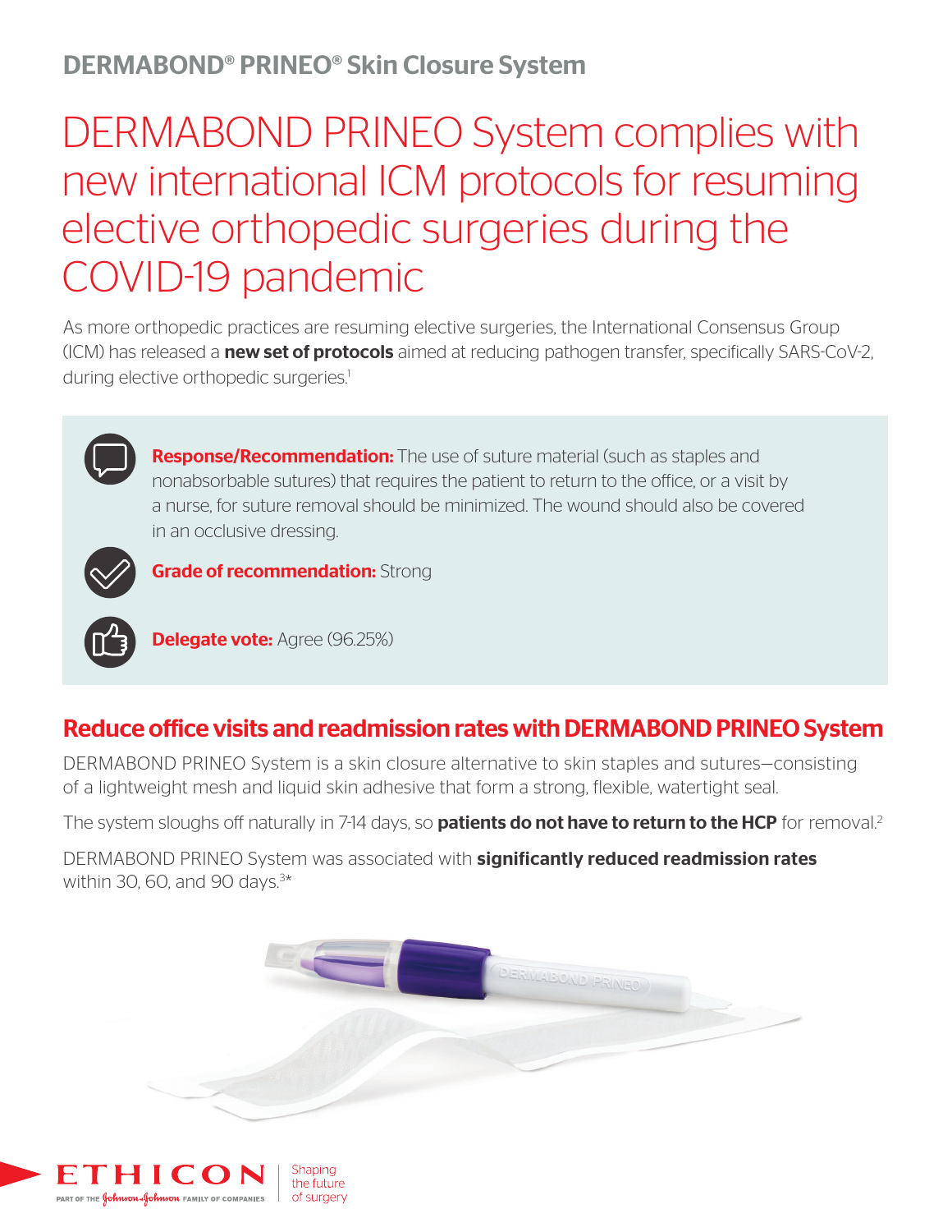## DERMABOND® PRINEO® Skin Closure System

# DERMABOND PRINEO System complies with new international ICM protocols for resuming elective orthopedic surgeries during the COVID-19 pandemic

As more orthopedic practices are resuming elective surgeries, the International Consensus Group (ICM) has released a **new set of protocols** aimed at reducing pathogen transfer, specifically SARS-CoV-2, during elective orthopedic surgeries.[1]

**Response/Recommendation:** The use of suture material (such as staples and nonabsorbable sutures) that requires the patient to return to the office, or a visit by a nurse, for suture removal should be minimized. The wound should also be covered in an occlusive dressing.

**Grade of recommendation:** Strong

**Delegate vote:** Agree (96.25%)

## Reduce office visits and readmission rates with DERMABOND PRINEO System

DERMABOND PRINEO System is a skin closure alternative to skin staples and sutures—consisting of a lightweight mesh and liquid skin adhesive that form a strong, flexible, watertight seal.

The system sloughs off naturally in 7-14 days, so **patients do not have to return to the HCP** for removal.[2]

DERMABOND PRINEO System was associated with **significantly reduced readmission rates** within 30, 60, and 90 days.[3*]

ETHICON
PART OF THE Johnson & Johnson FAMILY OF COMPANIES
Shaping the future of surgery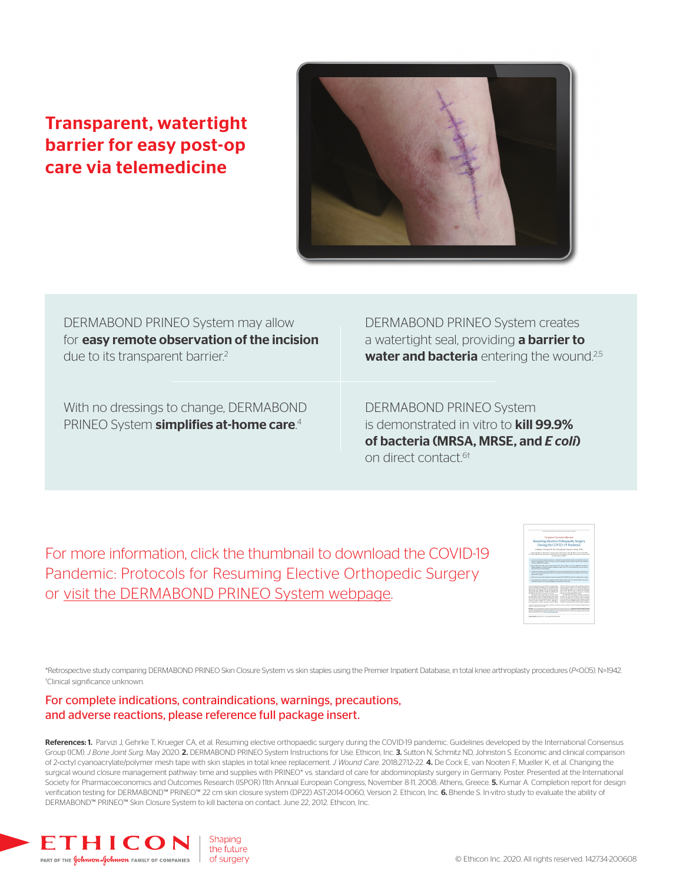## Transparent, watertight barrier for easy post-op care via telemedicine

DERMABOND PRINEO System may allow for **easy remote observation of the incision** due to its transparent barrier.[2]

DERMABOND PRINEO System creates a watertight seal, providing **a barrier to water and bacteria** entering the wound.[2,5]

With no dressings to change, DERMABOND PRINEO System **simplifies at-home care**.[4]

DERMABOND PRINEO System is demonstrated in vitro to **kill 99.9% of bacteria (MRSA, MRSE, and *E coli*)** on direct contact.[6†]

For more information, click the thumbnail to download the COVID-19 Pandemic: Protocols for Resuming Elective Orthopedic Surgery or visit the DERMABOND PRINEO System webpage.

*Retrospective study comparing DERMABOND PRINEO Skin Closure System vs skin staples using the Premier Inpatient Database, in total knee arthroplasty procedures ($P<0.05$). N=1942.
†Clinical significance unknown.

**For complete indications, contraindications, warnings, precautions, and adverse reactions, please reference full package insert.**

**References: 1.** Parvizi J, Gehrke T, Krueger CA, et al. Resuming elective orthopaedic surgery during the COVID-19 pandemic. Guidelines developed by the International Consensus Group (ICM). *J Bone Joint Surg*. May 2020. **2.** DERMABOND PRINEO System Instructions for Use. Ethicon, Inc. **3.** Sutton N, Schmitz ND, Johnston S. Economic and clinical comparison of 2-octyl cyanoacrylate/polymer mesh tape with skin staples in total knee replacement. *J Wound Care*. 2018;27:12-22. **4.** De Cock E, van Nooten F, Mueller K, et al. Changing the surgical wound closure management pathway: time and supplies with PRINEO* vs. standard of care for abdominoplasty surgery in Germany. Poster. Presented at the International Society for Pharmacoeconomics and Outcomes Research (ISPOR) 11th Annual European Congress, November 8-11, 2008; Athens, Greece. **5.** Kumar A. Completion report for design verification testing for DERMABOND™ PRINEO™ 22 cm skin closure system (DP22) AST-2014-0060, Version 2. Ethicon, Inc. **6.** Bhende S. In-vitro study to evaluate the ability of DERMABOND™ PRINEO™ Skin Closure System to kill bacteria on contact. June 22, 2012. Ethicon, Inc.

ETHICON
PART OF THE Johnson & Johnson FAMILY OF COMPANIES

Shaping the future of surgery

© Ethicon Inc. 2020. All rights reserved. 142734-200608